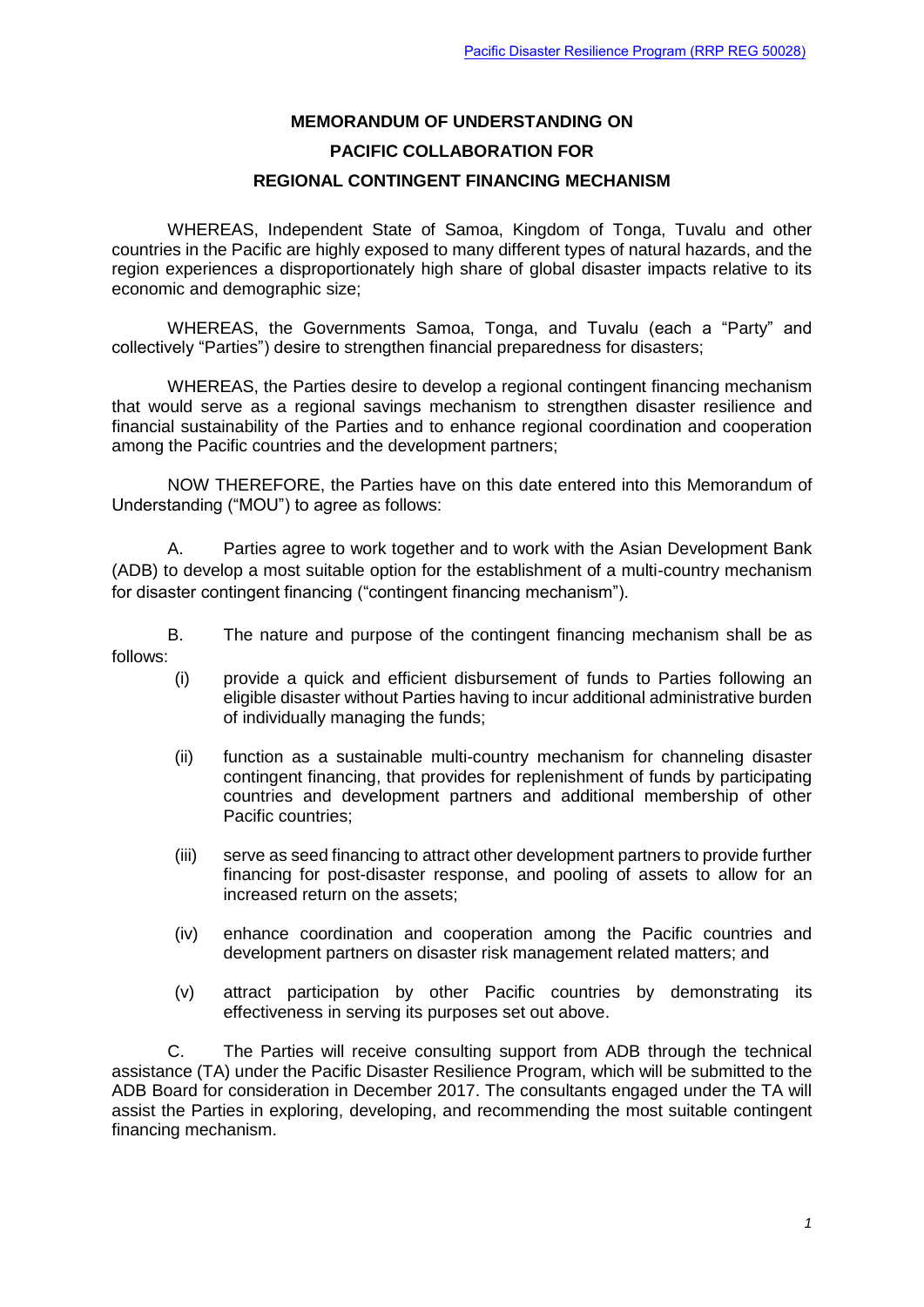# MEMORANDUM OF UNDERSTANDING ON PACIFIC COLLABORATION FOR REGIONAL CONTINGENT FINANCING MECHANISM

WHEREAS, Independent State of Samoa, Kingdom of Tonga, Tuvalu and other countries in the Pacific are highly exposed to many different types of natural hazards, and the region experiences a disproportionately high share of global disaster impacts relative to its economic and demographic size;

WHEREAS, the Governments Samoa, Tonga, and Tuvalu (each a "Party" and collectively "Parties") desire to strengthen financial preparedness for disasters;

WHEREAS, the Parties desire to develop a regional contingent financing mechanism that would serve as a regional savings mechanism to strengthen disaster resilience and financial sustainability of the Parties and to enhance regional coordination and cooperation among the Pacific countries and the development partners;

NOW THEREFORE, the Parties have on this date entered into this Memorandum of Understanding ("MOU") to agree as follows:

A. Parties agree to work together and to work with the Asian Development Bank (ADB) to develop a most suitable option for the establishment of a multi-country mechanism for disaster contingent financing ("contingent financing mechanism").

B. The nature and purpose of the contingent financing mechanism shall be as follows:

(i) provide a quick and efficient disbursement of funds to Parties following an eligible disaster without Parties having to incur additional administrative burden of individually managing the funds;

(ii) function as a sustainable multi-country mechanism for channeling disaster contingent financing, that provides for replenishment of funds by participating countries and development partners and additional membership of other Pacific countries;

(iii) serve as seed financing to attract other development partners to provide further financing for post-disaster response, and pooling of assets to allow for an increased return on the assets;

(iv) enhance coordination and cooperation among the Pacific countries and development partners on disaster risk management related matters; and

(v) attract participation by other Pacific countries by demonstrating its effectiveness in serving its purposes set out above.

C. The Parties will receive consulting support from ADB through the technical assistance (TA) under the Pacific Disaster Resilience Program, which will be submitted to the ADB Board for consideration in December 2017. The consultants engaged under the TA will assist the Parties in exploring, developing, and recommending the most suitable contingent financing mechanism.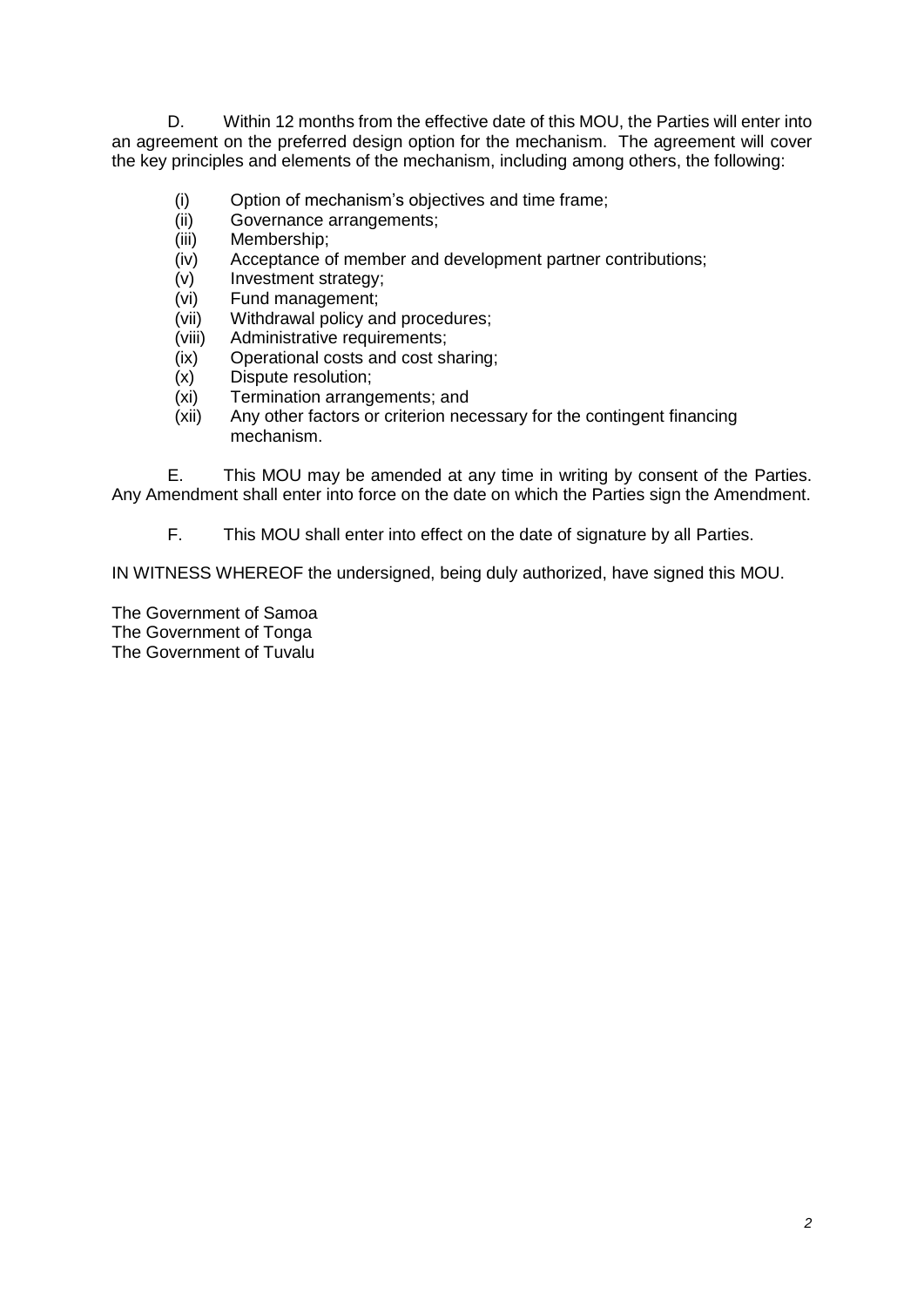D. Within 12 months from the effective date of this MOU, the Parties will enter into an agreement on the preferred design option for the mechanism. The agreement will cover the key principles and elements of the mechanism, including among others, the following:

- (i) Option of mechanism's objectives and time frame;
- (ii) Governance arrangements;
- (iii) Membership;
- (iv) Acceptance of member and development partner contributions;
- (v) Investment strategy;
- (vi) Fund management;
- (vii) Withdrawal policy and procedures;
- (viii) Administrative requirements;
- (ix) Operational costs and cost sharing;
- (x) Dispute resolution;
- (xi) Termination arrangements; and
- (xii) Any other factors or criterion necessary for the contingent financing mechanism.

E. This MOU may be amended at any time in writing by consent of the Parties. Any Amendment shall enter into force on the date on which the Parties sign the Amendment.

F. This MOU shall enter into effect on the date of signature by all Parties.

IN WITNESS WHEREOF the undersigned, being duly authorized, have signed this MOU.

The Government of Samoa
The Government of Tonga
The Government of Tuvalu